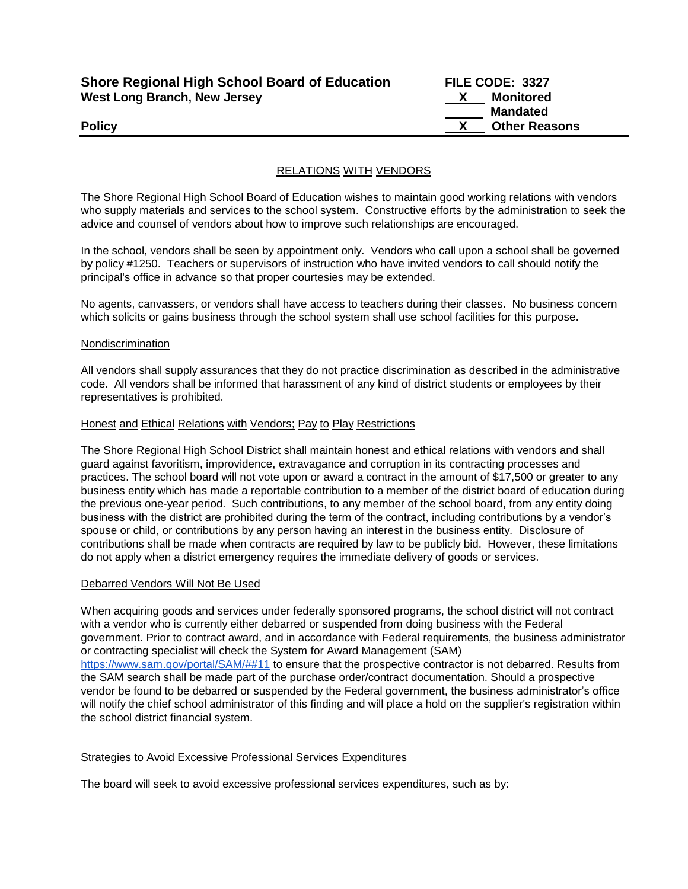**Shore Regional High School Board of Education**
**West Long Branch, New Jersey**

**FILE CODE: 3327**
**X Monitored**
**Mandated**
**X Other Reasons**

**Policy**

## RELATIONS WITH VENDORS

The Shore Regional High School Board of Education wishes to maintain good working relations with vendors who supply materials and services to the school system. Constructive efforts by the administration to seek the advice and counsel of vendors about how to improve such relationships are encouraged.

In the school, vendors shall be seen by appointment only. Vendors who call upon a school shall be governed by policy #1250. Teachers or supervisors of instruction who have invited vendors to call should notify the principal's office in advance so that proper courtesies may be extended.

No agents, canvassers, or vendors shall have access to teachers during their classes. No business concern which solicits or gains business through the school system shall use school facilities for this purpose.

### Nondiscrimination

All vendors shall supply assurances that they do not practice discrimination as described in the administrative code. All vendors shall be informed that harassment of any kind of district students or employees by their representatives is prohibited.

### Honest and Ethical Relations with Vendors; Pay to Play Restrictions

The Shore Regional High School District shall maintain honest and ethical relations with vendors and shall guard against favoritism, improvidence, extravagance and corruption in its contracting processes and practices. The school board will not vote upon or award a contract in the amount of $17,500 or greater to any business entity which has made a reportable contribution to a member of the district board of education during the previous one-year period. Such contributions, to any member of the school board, from any entity doing business with the district are prohibited during the term of the contract, including contributions by a vendor's spouse or child, or contributions by any person having an interest in the business entity. Disclosure of contributions shall be made when contracts are required by law to be publicly bid. However, these limitations do not apply when a district emergency requires the immediate delivery of goods or services.

### Debarred Vendors Will Not Be Used

When acquiring goods and services under federally sponsored programs, the school district will not contract with a vendor who is currently either debarred or suspended from doing business with the Federal government. Prior to contract award, and in accordance with Federal requirements, the business administrator or contracting specialist will check the System for Award Management (SAM) https://www.sam.gov/portal/SAM/##11 to ensure that the prospective contractor is not debarred. Results from the SAM search shall be made part of the purchase order/contract documentation. Should a prospective vendor be found to be debarred or suspended by the Federal government, the business administrator's office will notify the chief school administrator of this finding and will place a hold on the supplier's registration within the school district financial system.

### Strategies to Avoid Excessive Professional Services Expenditures

The board will seek to avoid excessive professional services expenditures, such as by: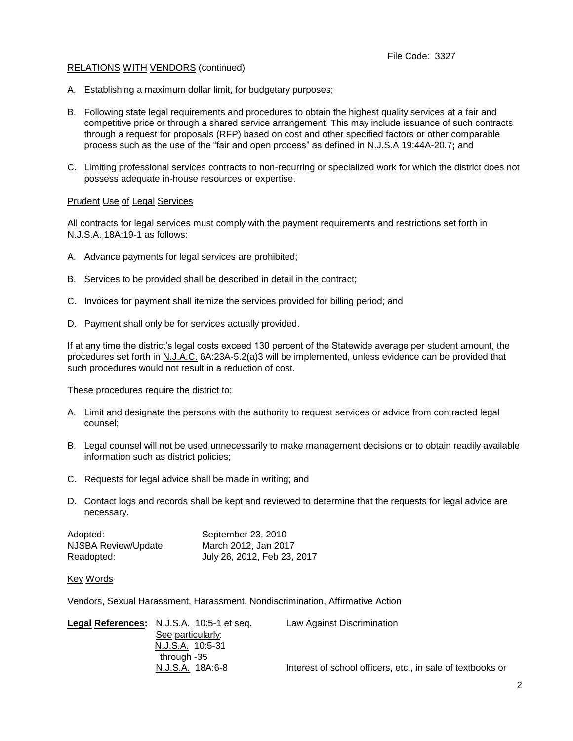RELATIONS WITH VENDORS (continued)

A. Establishing a maximum dollar limit, for budgetary purposes;

B. Following state legal requirements and procedures to obtain the highest quality services at a fair and competitive price or through a shared service arrangement. This may include issuance of such contracts through a request for proposals (RFP) based on cost and other specified factors or other comparable process such as the use of the "fair and open process" as defined in N.J.S.A 19:44A-20.7**;** and

C. Limiting professional services contracts to non-recurring or specialized work for which the district does not possess adequate in-house resources or expertise.

Prudent Use of Legal Services

All contracts for legal services must comply with the payment requirements and restrictions set forth in N.J.S.A. 18A:19-1 as follows:

A. Advance payments for legal services are prohibited;

B. Services to be provided shall be described in detail in the contract;

C. Invoices for payment shall itemize the services provided for billing period; and

D. Payment shall only be for services actually provided.

If at any time the district's legal costs exceed 130 percent of the Statewide average per student amount, the procedures set forth in N.J.A.C. 6A:23A-5.2(a)3 will be implemented, unless evidence can be provided that such procedures would not result in a reduction of cost.

These procedures require the district to:

A. Limit and designate the persons with the authority to request services or advice from contracted legal counsel;

B. Legal counsel will not be used unnecessarily to make management decisions or to obtain readily available information such as district policies;

C. Requests for legal advice shall be made in writing; and

D. Contact logs and records shall be kept and reviewed to determine that the requests for legal advice are necessary.

| | |
|---|---|
| Adopted: | September 23, 2010 |
| NJSBA Review/Update: | March 2012, Jan 2017 |
| Readopted: | July 26, 2012, Feb 23, 2017 |

Key Words

Vendors, Sexual Harassment, Harassment, Nondiscrimination, Affirmative Action

| **Legal References:** | | |
|---|---|---|
| | N.J.S.A. 10:5-1 et seq. See particularly: N.J.S.A. 10:5-31 through -35 | Law Against Discrimination |
| | N.J.S.A. 18A:6-8 | Interest of school officers, etc., in sale of textbooks or |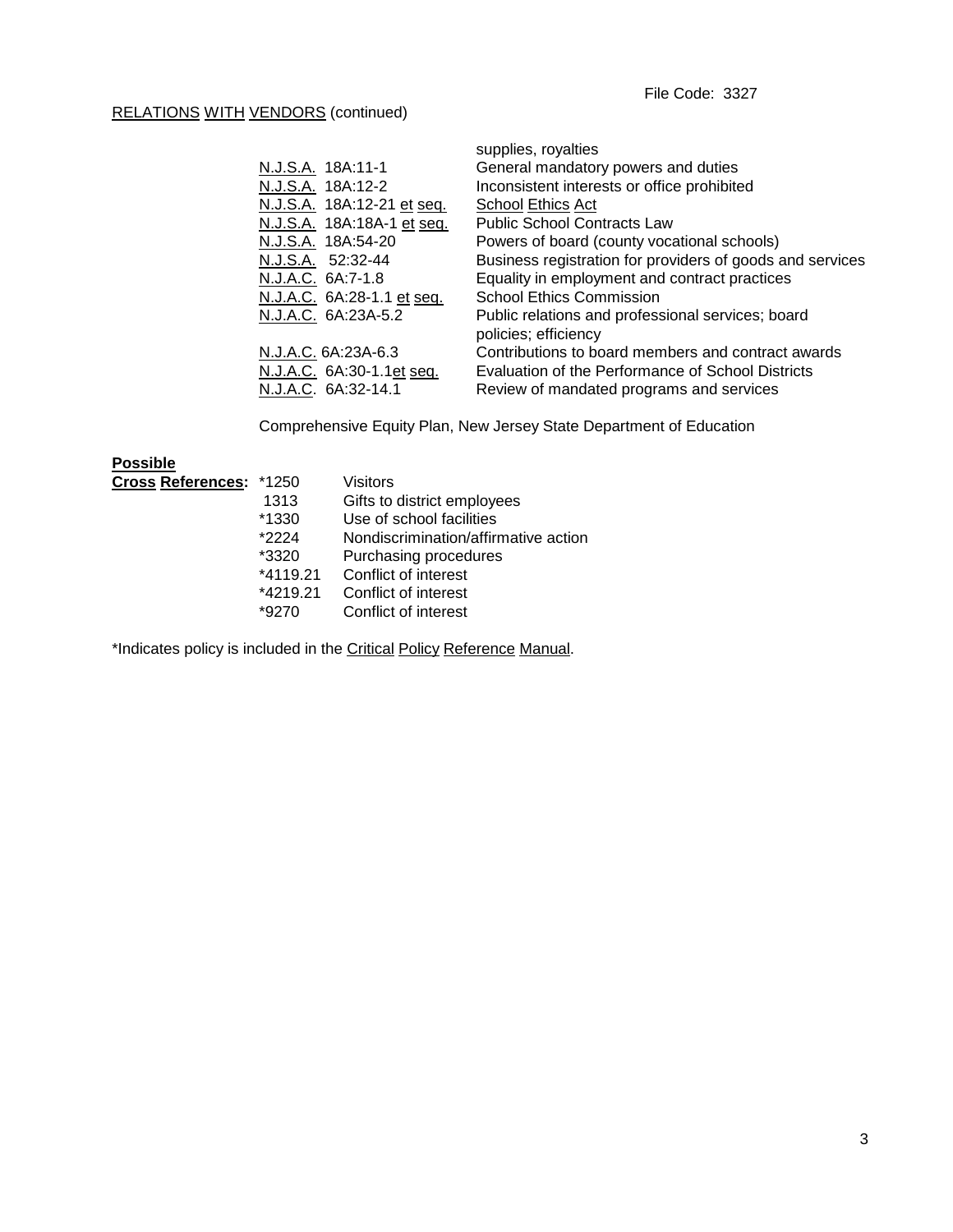RELATIONS WITH VENDORS (continued)

| | |
|---|---|
| | supplies, royalties |
| N.J.S.A. 18A:11-1 | General mandatory powers and duties |
| N.J.S.A. 18A:12-2 | Inconsistent interests or office prohibited |
| N.J.S.A. 18A:12-21 et seq. | School Ethics Act |
| N.J.S.A. 18A:18A-1 et seq. | Public School Contracts Law |
| N.J.S.A. 18A:54-20 | Powers of board (county vocational schools) |
| N.J.S.A. 52:32-44 | Business registration for providers of goods and services |
| N.J.A.C. 6A:7-1.8 | Equality in employment and contract practices |
| N.J.A.C. 6A:28-1.1 et seq. | School Ethics Commission |
| N.J.A.C. 6A:23A-5.2 | Public relations and professional services; board policies; efficiency |
| N.J.A.C. 6A:23A-6.3 | Contributions to board members and contract awards |
| N.J.A.C. 6A:30-1.1et seq. | Evaluation of the Performance of School Districts |
| N.J.A.C. 6A:32-14.1 | Review of mandated programs and services |

Comprehensive Equity Plan, New Jersey State Department of Education

**Possible Cross References:**

| | |
|---|---|
| *1250 | Visitors |
| 1313 | Gifts to district employees |
| *1330 | Use of school facilities |
| *2224 | Nondiscrimination/affirmative action |
| *3320 | Purchasing procedures |
| *4119.21 | Conflict of interest |
| *4219.21 | Conflict of interest |
| *9270 | Conflict of interest |

*Indicates policy is included in the Critical Policy Reference Manual.